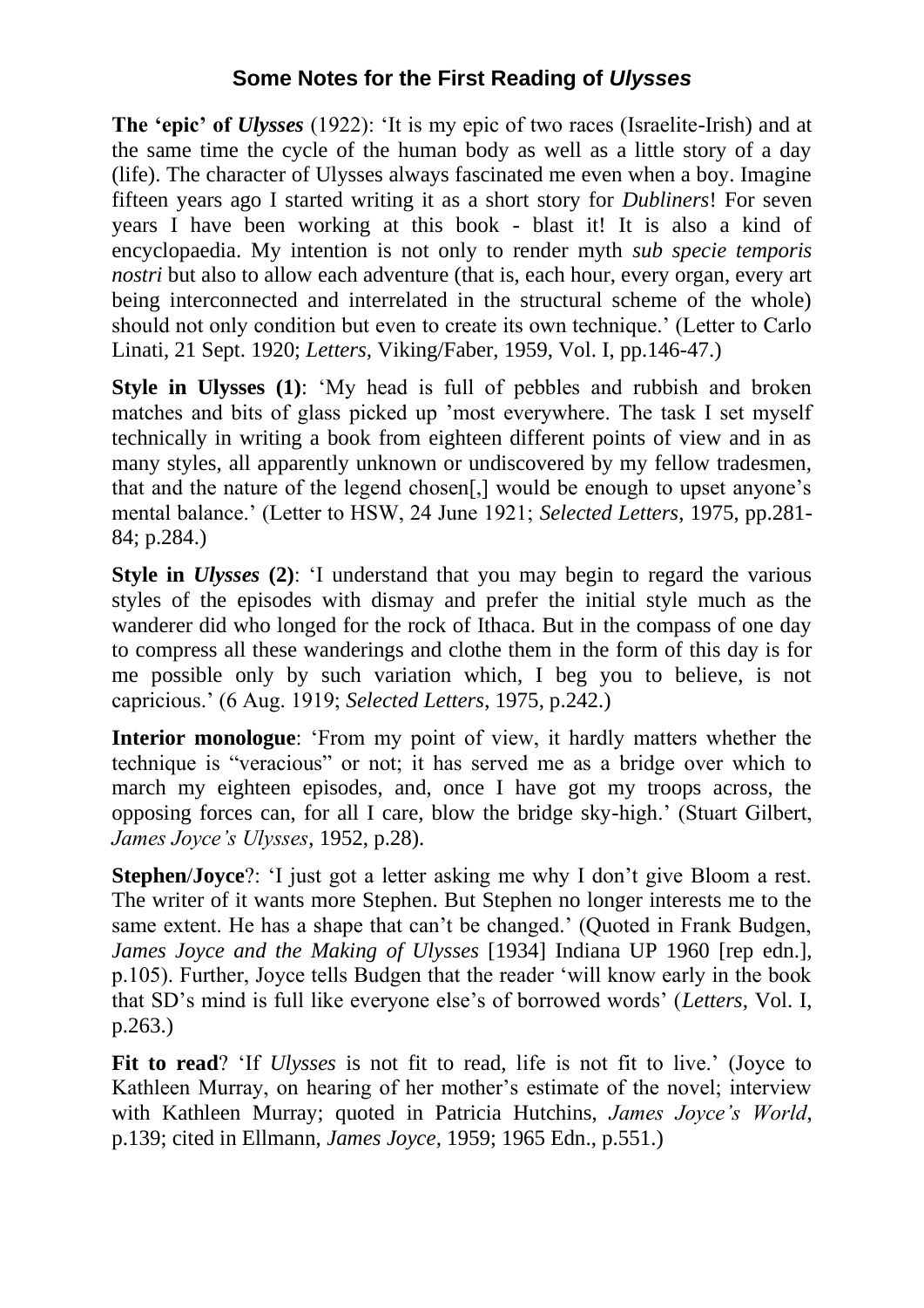# Some Notes for the First Reading of *Ulysses*

**The 'epic' of *Ulysses*** (1922): 'It is my epic of two races (Israelite-Irish) and at the same time the cycle of the human body as well as a little story of a day (life). The character of Ulysses always fascinated me even when a boy. Imagine fifteen years ago I started writing it as a short story for *Dubliners*! For seven years I have been working at this book - blast it! It is also a kind of encyclopaedia. My intention is not only to render myth *sub specie temporis nostri* but also to allow each adventure (that is, each hour, every organ, every art being interconnected and interrelated in the structural scheme of the whole) should not only condition but even to create its own technique.' (Letter to Carlo Linati, 21 Sept. 1920; *Letters*, Viking/Faber, 1959, Vol. I, pp.146-47.)

**Style in Ulysses (1)**: 'My head is full of pebbles and rubbish and broken matches and bits of glass picked up 'most everywhere. The task I set myself technically in writing a book from eighteen different points of view and in as many styles, all apparently unknown or undiscovered by my fellow tradesmen, that and the nature of the legend chosen[,] would be enough to upset anyone's mental balance.' (Letter to HSW, 24 June 1921; *Selected Letters*, 1975, pp.281-84; p.284.)

**Style in *Ulysses* (2)**: 'I understand that you may begin to regard the various styles of the episodes with dismay and prefer the initial style much as the wanderer did who longed for the rock of Ithaca. But in the compass of one day to compress all these wanderings and clothe them in the form of this day is for me possible only by such variation which, I beg you to believe, is not capricious.' (6 Aug. 1919; *Selected Letters*, 1975, p.242.)

**Interior monologue**: 'From my point of view, it hardly matters whether the technique is "veracious" or not; it has served me as a bridge over which to march my eighteen episodes, and, once I have got my troops across, the opposing forces can, for all I care, blow the bridge sky-high.' (Stuart Gilbert, *James Joyce's Ulysses*, 1952, p.28).

**Stephen/Joyce**?: 'I just got a letter asking me why I don't give Bloom a rest. The writer of it wants more Stephen. But Stephen no longer interests me to the same extent. He has a shape that can't be changed.' (Quoted in Frank Budgen, *James Joyce and the Making of Ulysses* [1934] Indiana UP 1960 [rep edn.], p.105). Further, Joyce tells Budgen that the reader 'will know early in the book that SD's mind is full like everyone else's of borrowed words' (*Letters*, Vol. I, p.263.)

**Fit to read**? 'If *Ulysses* is not fit to read, life is not fit to live.' (Joyce to Kathleen Murray, on hearing of her mother's estimate of the novel; interview with Kathleen Murray; quoted in Patricia Hutchins, *James Joyce's World*, p.139; cited in Ellmann, *James Joyce*, 1959; 1965 Edn., p.551.)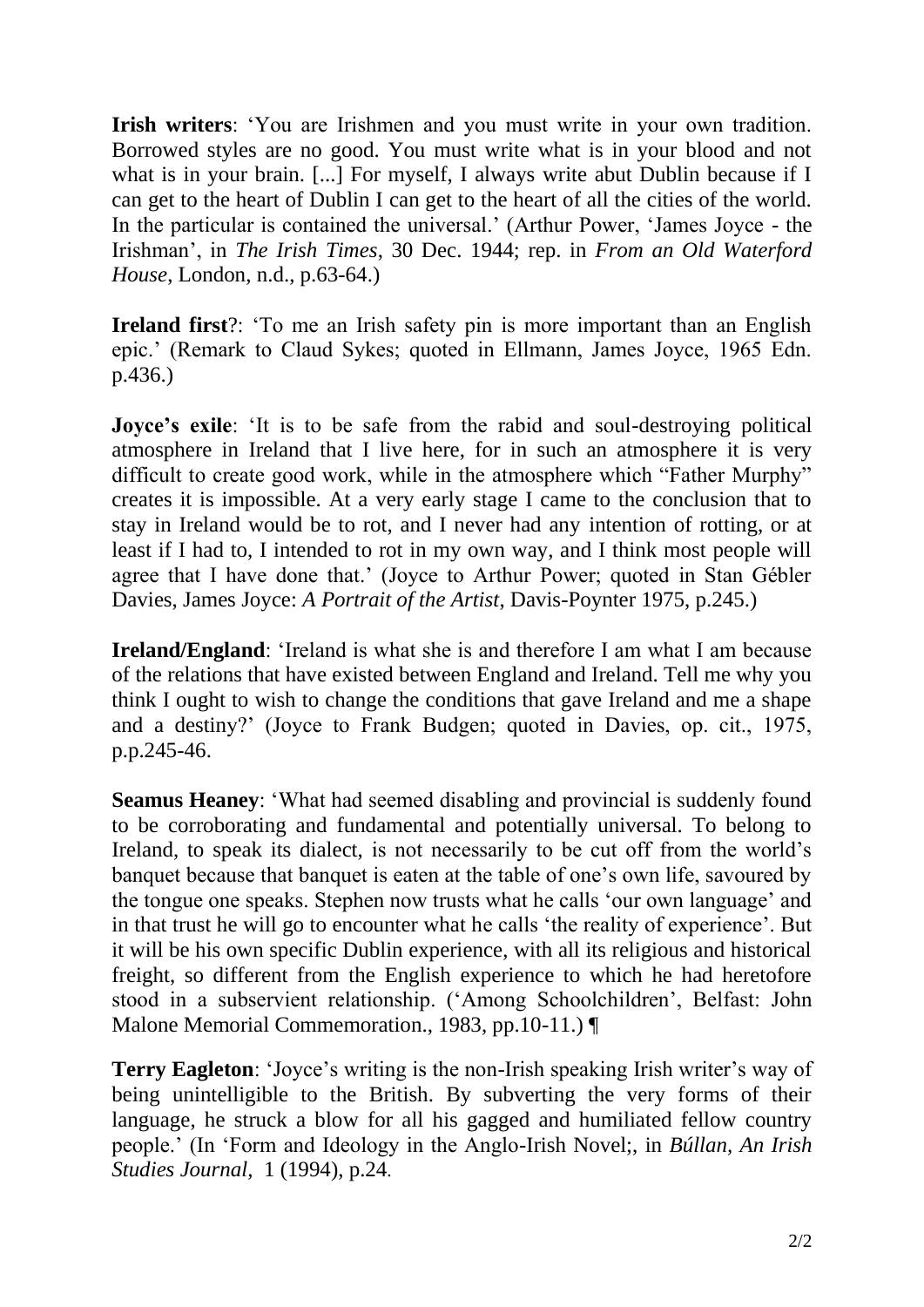**Irish writers**: 'You are Irishmen and you must write in your own tradition. Borrowed styles are no good. You must write what is in your blood and not what is in your brain. [...] For myself, I always write abut Dublin because if I can get to the heart of Dublin I can get to the heart of all the cities of the world. In the particular is contained the universal.' (Arthur Power, 'James Joyce - the Irishman', in *The Irish Times*, 30 Dec. 1944; rep. in *From an Old Waterford House*, London, n.d., p.63-64.)

**Ireland first**?: 'To me an Irish safety pin is more important than an English epic.' (Remark to Claud Sykes; quoted in Ellmann, James Joyce, 1965 Edn. p.436.)

**Joyce's exile**: 'It is to be safe from the rabid and soul-destroying political atmosphere in Ireland that I live here, for in such an atmosphere it is very difficult to create good work, while in the atmosphere which "Father Murphy" creates it is impossible. At a very early stage I came to the conclusion that to stay in Ireland would be to rot, and I never had any intention of rotting, or at least if I had to, I intended to rot in my own way, and I think most people will agree that I have done that.' (Joyce to Arthur Power; quoted in Stan Gébler Davies, James Joyce: *A Portrait of the Artist*, Davis-Poynter 1975, p.245.)

**Ireland/England**: 'Ireland is what she is and therefore I am what I am because of the relations that have existed between England and Ireland. Tell me why you think I ought to wish to change the conditions that gave Ireland and me a shape and a destiny?' (Joyce to Frank Budgen; quoted in Davies, op. cit., 1975, p.p.245-46.

**Seamus Heaney**: 'What had seemed disabling and provincial is suddenly found to be corroborating and fundamental and potentially universal. To belong to Ireland, to speak its dialect, is not necessarily to be cut off from the world's banquet because that banquet is eaten at the table of one's own life, savoured by the tongue one speaks. Stephen now trusts what he calls 'our own language' and in that trust he will go to encounter what he calls 'the reality of experience'. But it will be his own specific Dublin experience, with all its religious and historical freight, so different from the English experience to which he had heretofore stood in a subservient relationship. ('Among Schoolchildren', Belfast: John Malone Memorial Commemoration., 1983, pp.10-11.) ¶

**Terry Eagleton**: 'Joyce's writing is the non-Irish speaking Irish writer's way of being unintelligible to the British. By subverting the very forms of their language, he struck a blow for all his gagged and humiliated fellow country people.' (In 'Form and Ideology in the Anglo-Irish Novel;, in *Búllan, An Irish Studies Journal,* 1 (1994), p.24.